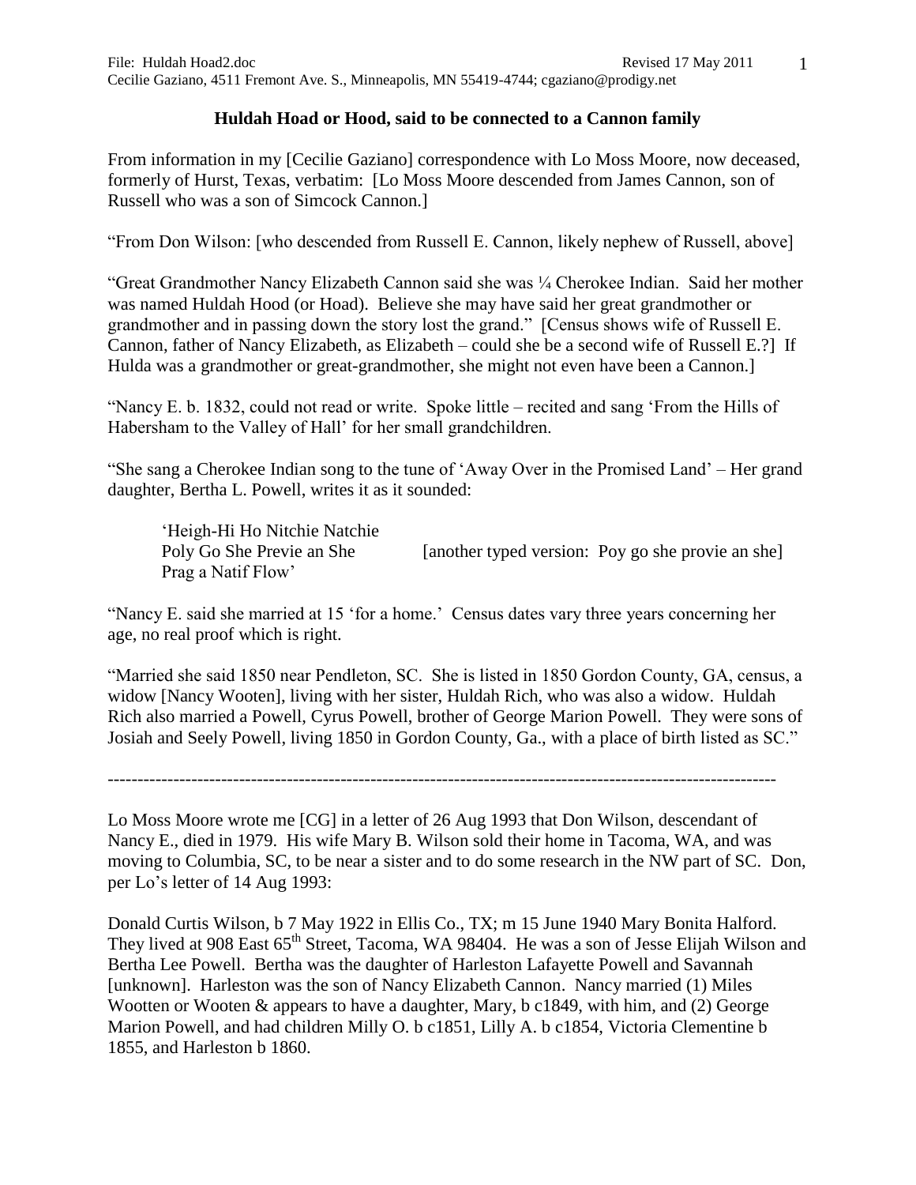File: Huldah Hoad2.doc Revised 17 May 2011
Cecilie Gaziano, 4511 Fremont Ave. S., Minneapolis, MN 55419-4744; cgaziano@prodigy.net

## Huldah Hoad or Hood, said to be connected to a Cannon family

From information in my [Cecilie Gaziano] correspondence with Lo Moss Moore, now deceased, formerly of Hurst, Texas, verbatim: [Lo Moss Moore descended from James Cannon, son of Russell who was a son of Simcock Cannon.]

"From Don Wilson: [who descended from Russell E. Cannon, likely nephew of Russell, above]

"Great Grandmother Nancy Elizabeth Cannon said she was ¼ Cherokee Indian. Said her mother was named Huldah Hood (or Hoad). Believe she may have said her great grandmother or grandmother and in passing down the story lost the grand." [Census shows wife of Russell E. Cannon, father of Nancy Elizabeth, as Elizabeth – could she be a second wife of Russell E.?] If Hulda was a grandmother or great-grandmother, she might not even have been a Cannon.]

"Nancy E. b. 1832, could not read or write. Spoke little – recited and sang 'From the Hills of Habersham to the Valley of Hall' for her small grandchildren.

"She sang a Cherokee Indian song to the tune of 'Away Over in the Promised Land' – Her grand daughter, Bertha L. Powell, writes it as it sounded:

> 'Heigh-Hi Ho Nitchie Natchie
> Poly Go She Previe an She [another typed version: Poy go she provie an she]
> Prag a Natif Flow'

"Nancy E. said she married at 15 'for a home.' Census dates vary three years concerning her age, no real proof which is right.

"Married she said 1850 near Pendleton, SC. She is listed in 1850 Gordon County, GA, census, a widow [Nancy Wooten], living with her sister, Huldah Rich, who was also a widow. Huldah Rich also married a Powell, Cyrus Powell, brother of George Marion Powell. They were sons of Josiah and Seely Powell, living 1850 in Gordon County, Ga., with a place of birth listed as SC."

---

Lo Moss Moore wrote me [CG] in a letter of 26 Aug 1993 that Don Wilson, descendant of Nancy E., died in 1979. His wife Mary B. Wilson sold their home in Tacoma, WA, and was moving to Columbia, SC, to be near a sister and to do some research in the NW part of SC. Don, per Lo's letter of 14 Aug 1993:

Donald Curtis Wilson, b 7 May 1922 in Ellis Co., TX; m 15 June 1940 Mary Bonita Halford. They lived at 908 East 65th Street, Tacoma, WA 98404. He was a son of Jesse Elijah Wilson and Bertha Lee Powell. Bertha was the daughter of Harleston Lafayette Powell and Savannah [unknown]. Harleston was the son of Nancy Elizabeth Cannon. Nancy married (1) Miles Wootten or Wooten & appears to have a daughter, Mary, b c1849, with him, and (2) George Marion Powell, and had children Milly O. b c1851, Lilly A. b c1854, Victoria Clementine b 1855, and Harleston b 1860.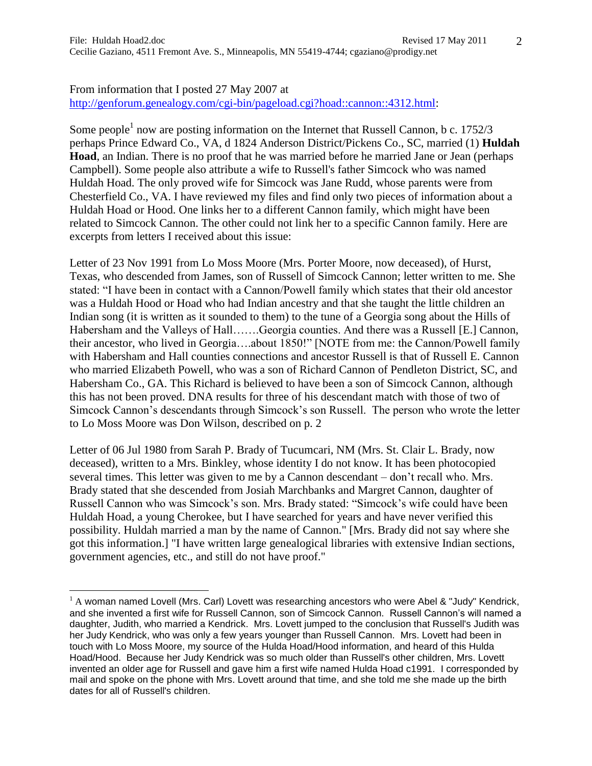From information that I posted 27 May 2007 at http://genforum.genealogy.com/cgi-bin/pageload.cgi?hoad::cannon::4312.html:

Some people[1] now are posting information on the Internet that Russell Cannon, b c. 1752/3 perhaps Prince Edward Co., VA, d 1824 Anderson District/Pickens Co., SC, married (1) **Huldah Hoad**, an Indian. There is no proof that he was married before he married Jane or Jean (perhaps Campbell). Some people also attribute a wife to Russell's father Simcock who was named Huldah Hoad. The only proved wife for Simcock was Jane Rudd, whose parents were from Chesterfield Co., VA. I have reviewed my files and find only two pieces of information about a Huldah Hoad or Hood. One links her to a different Cannon family, which might have been related to Simcock Cannon. The other could not link her to a specific Cannon family. Here are excerpts from letters I received about this issue:

Letter of 23 Nov 1991 from Lo Moss Moore (Mrs. Porter Moore, now deceased), of Hurst, Texas, who descended from James, son of Russell of Simcock Cannon; letter written to me. She stated: "I have been in contact with a Cannon/Powell family which states that their old ancestor was a Huldah Hood or Hoad who had Indian ancestry and that she taught the little children an Indian song (it is written as it sounded to them) to the tune of a Georgia song about the Hills of Habersham and the Valleys of Hall…….Georgia counties. And there was a Russell [E.] Cannon, their ancestor, who lived in Georgia….about 1850!" [NOTE from me: the Cannon/Powell family with Habersham and Hall counties connections and ancestor Russell is that of Russell E. Cannon who married Elizabeth Powell, who was a son of Richard Cannon of Pendleton District, SC, and Habersham Co., GA. This Richard is believed to have been a son of Simcock Cannon, although this has not been proved. DNA results for three of his descendant match with those of two of Simcock Cannon's descendants through Simcock's son Russell. The person who wrote the letter to Lo Moss Moore was Don Wilson, described on p. 2

Letter of 06 Jul 1980 from Sarah P. Brady of Tucumcari, NM (Mrs. St. Clair L. Brady, now deceased), written to a Mrs. Binkley, whose identity I do not know. It has been photocopied several times. This letter was given to me by a Cannon descendant – don't recall who. Mrs. Brady stated that she descended from Josiah Marchbanks and Margret Cannon, daughter of Russell Cannon who was Simcock's son. Mrs. Brady stated: "Simcock's wife could have been Huldah Hoad, a young Cherokee, but I have searched for years and have never verified this possibility. Huldah married a man by the name of Cannon." [Mrs. Brady did not say where she got this information.] "I have written large genealogical libraries with extensive Indian sections, government agencies, etc., and still do not have proof."

---

[1] A woman named Lovell (Mrs. Carl) Lovett was researching ancestors who were Abel & "Judy" Kendrick, and she invented a first wife for Russell Cannon, son of Simcock Cannon. Russell Cannon's will named a daughter, Judith, who married a Kendrick. Mrs. Lovett jumped to the conclusion that Russell's Judith was her Judy Kendrick, who was only a few years younger than Russell Cannon. Mrs. Lovett had been in touch with Lo Moss Moore, my source of the Hulda Hoad/Hood information, and heard of this Hulda Hoad/Hood. Because her Judy Kendrick was so much older than Russell's other children, Mrs. Lovett invented an older age for Russell and gave him a first wife named Hulda Hoad c1991. I corresponded by mail and spoke on the phone with Mrs. Lovett around that time, and she told me she made up the birth dates for all of Russell's children.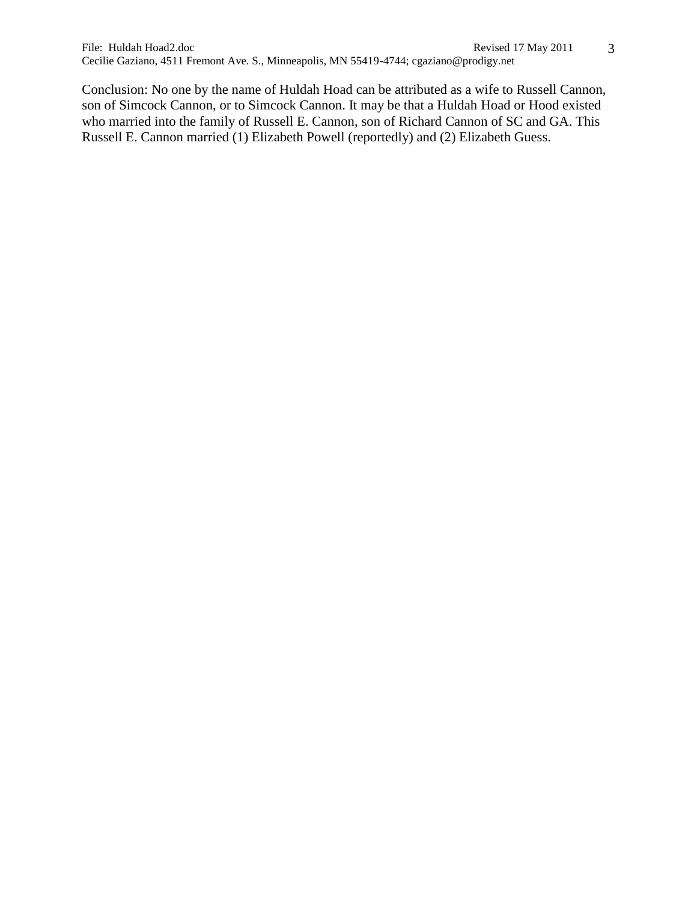Conclusion: No one by the name of Huldah Hoad can be attributed as a wife to Russell Cannon, son of Simcock Cannon, or to Simcock Cannon. It may be that a Huldah Hoad or Hood existed who married into the family of Russell E. Cannon, son of Richard Cannon of SC and GA. This Russell E. Cannon married (1) Elizabeth Powell (reportedly) and (2) Elizabeth Guess.